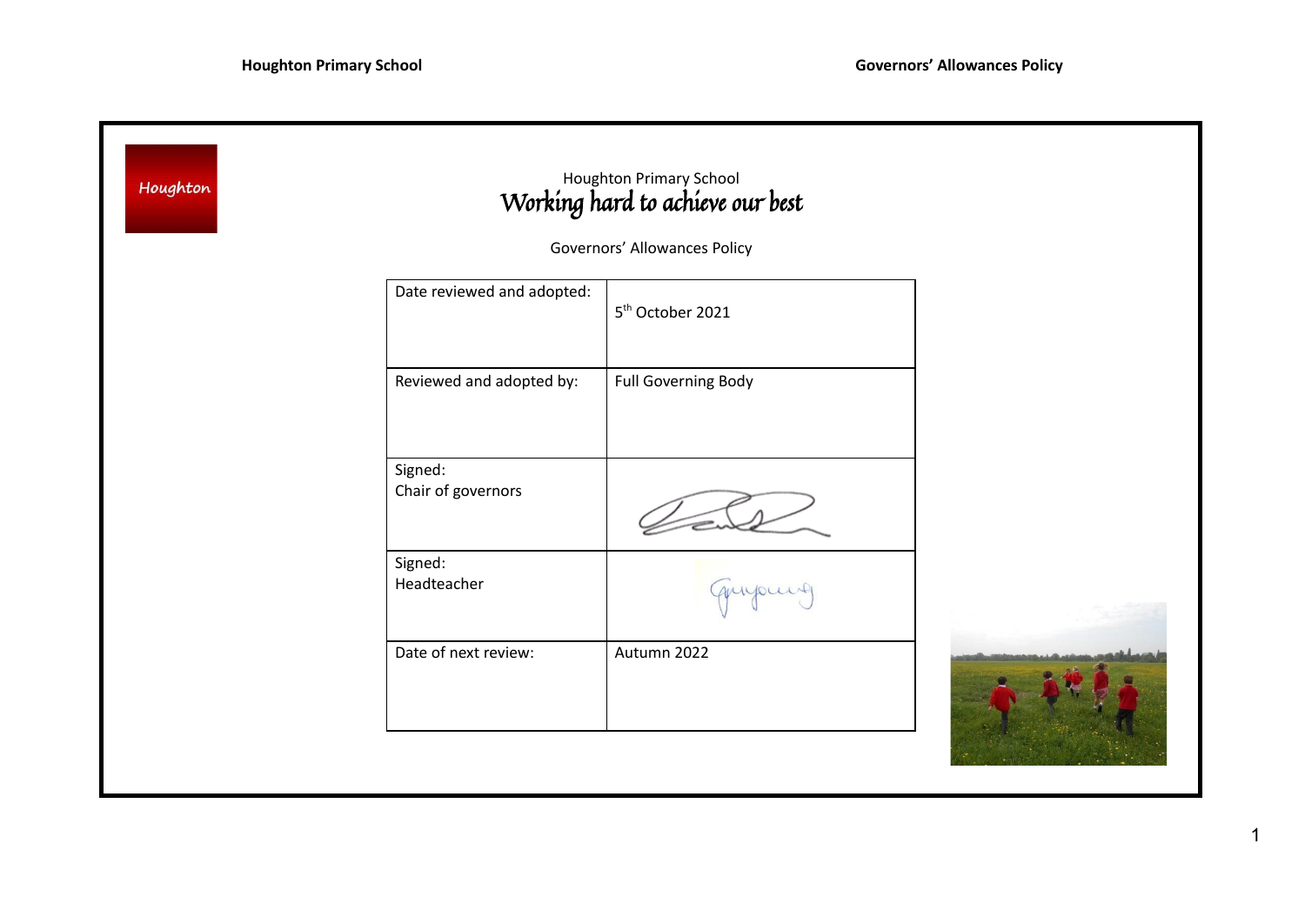Houghton

Houghton Primary School

*Working hard to achieve our best*

Governors' Allowances Policy

| Date reviewed and adopted: | 5th October 2021 |
|---|---|
| Reviewed and adopted by: | Full Governing Body |
| Signed:<br>Chair of governors | |
| Signed:<br>Headteacher | |
| Date of next review: | Autumn 2022 |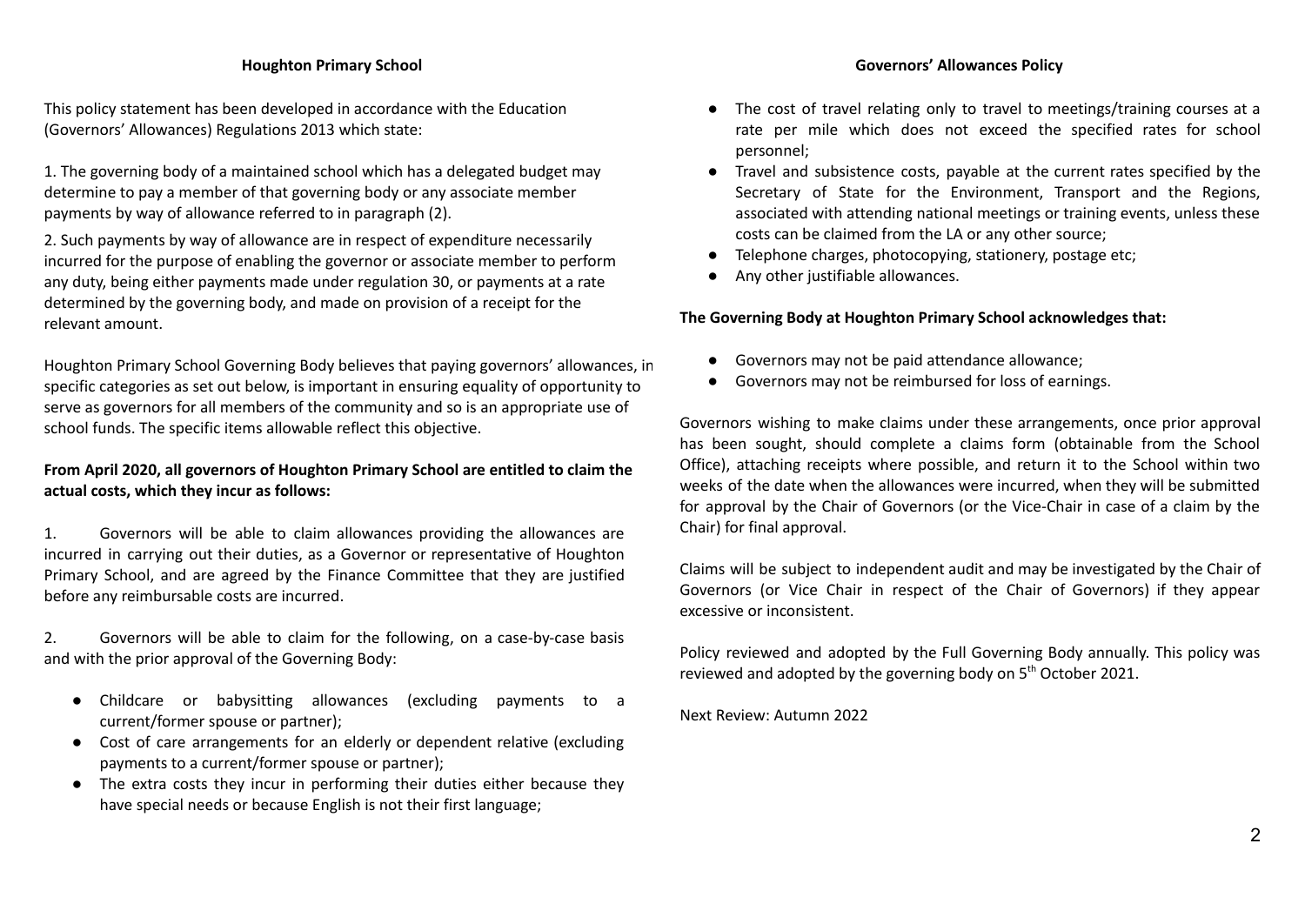This policy statement has been developed in accordance with the Education (Governors' Allowances) Regulations 2013 which state:

1. The governing body of a maintained school which has a delegated budget may determine to pay a member of that governing body or any associate member payments by way of allowance referred to in paragraph (2).

2. Such payments by way of allowance are in respect of expenditure necessarily incurred for the purpose of enabling the governor or associate member to perform any duty, being either payments made under regulation 30, or payments at a rate determined by the governing body, and made on provision of a receipt for the relevant amount.

Houghton Primary School Governing Body believes that paying governors' allowances, in specific categories as set out below, is important in ensuring equality of opportunity to serve as governors for all members of the community and so is an appropriate use of school funds. The specific items allowable reflect this objective.

**From April 2020, all governors of Houghton Primary School are entitled to claim the actual costs, which they incur as follows:**

1. Governors will be able to claim allowances providing the allowances are incurred in carrying out their duties, as a Governor or representative of Houghton Primary School, and are agreed by the Finance Committee that they are justified before any reimbursable costs are incurred.

2. Governors will be able to claim for the following, on a case-by-case basis and with the prior approval of the Governing Body:

- Childcare or babysitting allowances (excluding payments to a current/former spouse or partner);
- Cost of care arrangements for an elderly or dependent relative (excluding payments to a current/former spouse or partner);
- The extra costs they incur in performing their duties either because they have special needs or because English is not their first language;
- The cost of travel relating only to travel to meetings/training courses at a rate per mile which does not exceed the specified rates for school personnel;
- Travel and subsistence costs, payable at the current rates specified by the Secretary of State for the Environment, Transport and the Regions, associated with attending national meetings or training events, unless these costs can be claimed from the LA or any other source;
- Telephone charges, photocopying, stationery, postage etc;
- Any other justifiable allowances.

**The Governing Body at Houghton Primary School acknowledges that:**

- Governors may not be paid attendance allowance;
- Governors may not be reimbursed for loss of earnings.

Governors wishing to make claims under these arrangements, once prior approval has been sought, should complete a claims form (obtainable from the School Office), attaching receipts where possible, and return it to the School within two weeks of the date when the allowances were incurred, when they will be submitted for approval by the Chair of Governors (or the Vice-Chair in case of a claim by the Chair) for final approval.

Claims will be subject to independent audit and may be investigated by the Chair of Governors (or Vice Chair in respect of the Chair of Governors) if they appear excessive or inconsistent.

Policy reviewed and adopted by the Full Governing Body annually. This policy was reviewed and adopted by the governing body on 5th October 2021.

Next Review: Autumn 2022